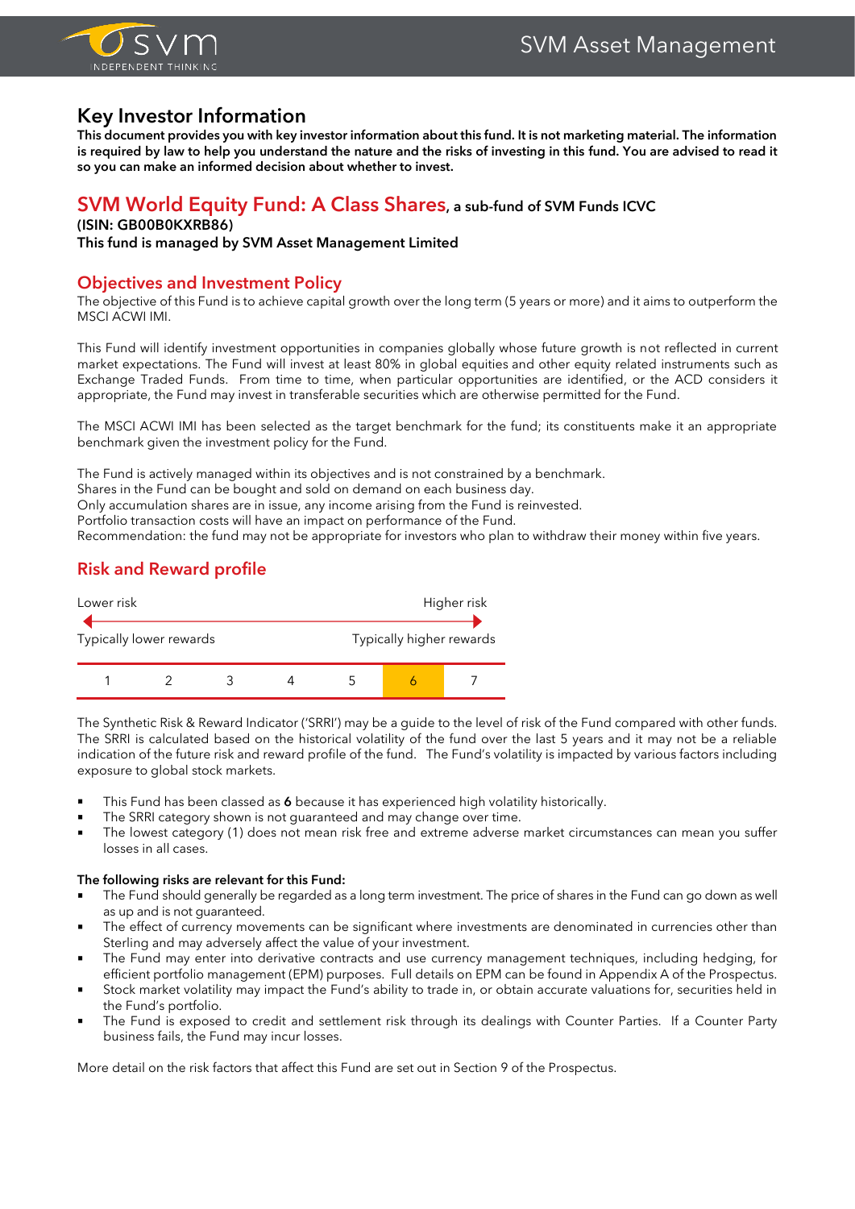SVM Asset Management

# Key Investor Information

**This document provides you with key investor information about this fund. It is not marketing material. The information is required by law to help you understand the nature and the risks of investing in this fund. You are advised to read it so you can make an informed decision about whether to invest.**

## SVM World Equity Fund: A Class Shares, a sub-fund of SVM Funds ICVC

**(ISIN: GB00B0KXRB86)**

**This fund is managed by SVM Asset Management Limited**

## Objectives and Investment Policy

The objective of this Fund is to achieve capital growth over the long term (5 years or more) and it aims to outperform the MSCI ACWI IMI.

This Fund will identify investment opportunities in companies globally whose future growth is not reflected in current market expectations. The Fund will invest at least 80% in global equities and other equity related instruments such as Exchange Traded Funds. From time to time, when particular opportunities are identified, or the ACD considers it appropriate, the Fund may invest in transferable securities which are otherwise permitted for the Fund.

The MSCI ACWI IMI has been selected as the target benchmark for the fund; its constituents make it an appropriate benchmark given the investment policy for the Fund.

The Fund is actively managed within its objectives and is not constrained by a benchmark.
Shares in the Fund can be bought and sold on demand on each business day.
Only accumulation shares are in issue, any income arising from the Fund is reinvested.
Portfolio transaction costs will have an impact on performance of the Fund.
Recommendation: the fund may not be appropriate for investors who plan to withdraw their money within five years.

## Risk and Reward profile

Lower risk — Higher risk

Typically lower rewards — Typically higher rewards

| 1 | 2 | 3 | 4 | 5 | **6** | 7 |
|---|---|---|---|---|---|---|

The Synthetic Risk & Reward Indicator ('SRRI') may be a guide to the level of risk of the Fund compared with other funds. The SRRI is calculated based on the historical volatility of the fund over the last 5 years and it may not be a reliable indication of the future risk and reward profile of the fund. The Fund's volatility is impacted by various factors including exposure to global stock markets.

- This Fund has been classed as **6** because it has experienced high volatility historically.
- The SRRI category shown is not guaranteed and may change over time.
- The lowest category (1) does not mean risk free and extreme adverse market circumstances can mean you suffer losses in all cases.

**The following risks are relevant for this Fund:**

- The Fund should generally be regarded as a long term investment. The price of shares in the Fund can go down as well as up and is not guaranteed.
- The effect of currency movements can be significant where investments are denominated in currencies other than Sterling and may adversely affect the value of your investment.
- The Fund may enter into derivative contracts and use currency management techniques, including hedging, for efficient portfolio management (EPM) purposes. Full details on EPM can be found in Appendix A of the Prospectus.
- Stock market volatility may impact the Fund's ability to trade in, or obtain accurate valuations for, securities held in the Fund's portfolio.
- The Fund is exposed to credit and settlement risk through its dealings with Counter Parties. If a Counter Party business fails, the Fund may incur losses.

More detail on the risk factors that affect this Fund are set out in Section 9 of the Prospectus.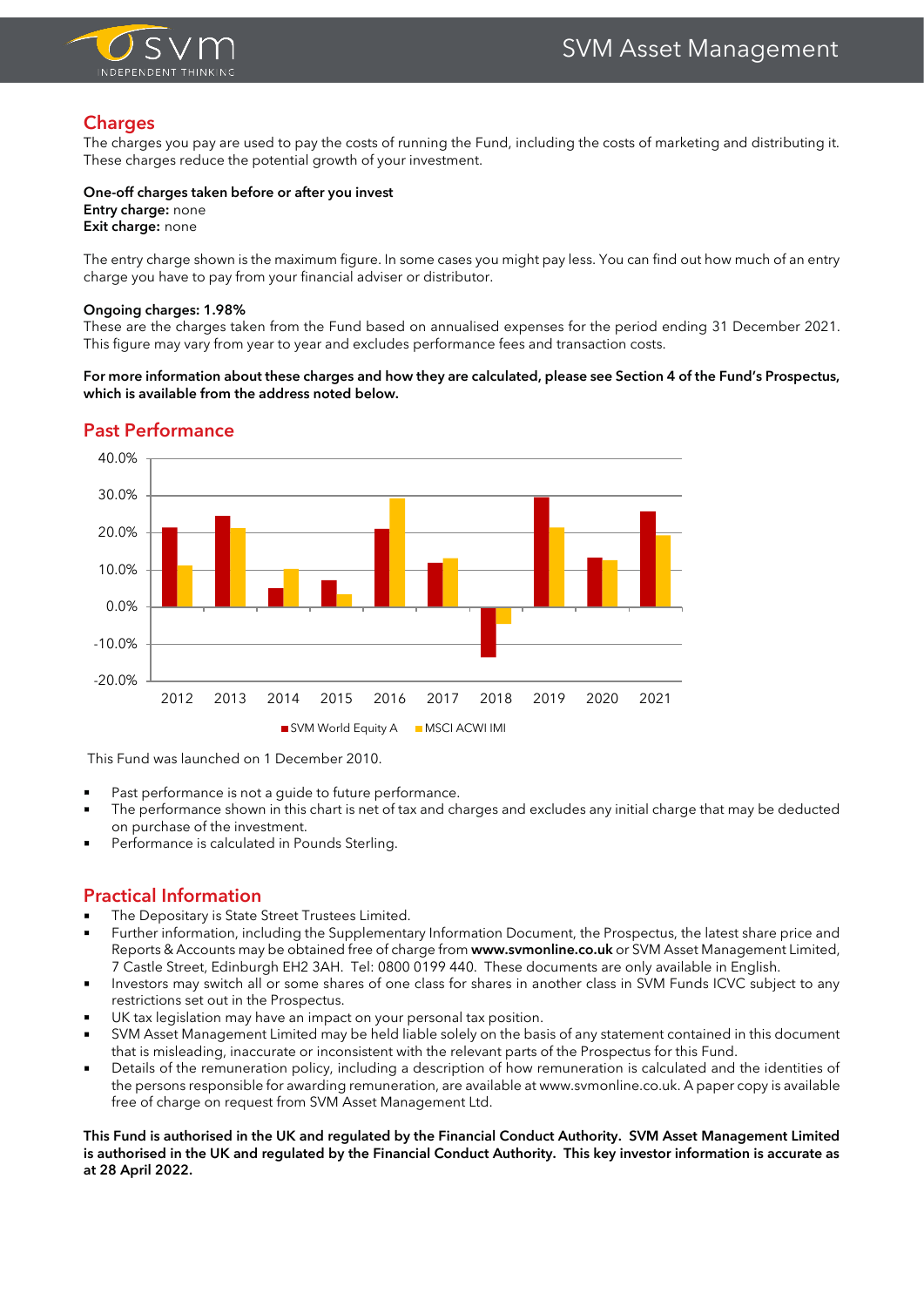## Charges

The charges you pay are used to pay the costs of running the Fund, including the costs of marketing and distributing it. These charges reduce the potential growth of your investment.

**One-off charges taken before or after you invest**
**Entry charge:** none
**Exit charge:** none

The entry charge shown is the maximum figure. In some cases you might pay less. You can find out how much of an entry charge you have to pay from your financial adviser or distributor.

**Ongoing charges: 1.98%**
These are the charges taken from the Fund based on annualised expenses for the period ending 31 December 2021. This figure may vary from year to year and excludes performance fees and transaction costs.

**For more information about these charges and how they are calculated, please see Section 4 of the Fund's Prospectus, which is available from the address noted below.**

## Past Performance

40.0%
30.0%
20.0%
10.0%
0.0%
-10.0%
-20.0%

2012 2013 2014 2015 2016 2017 2018 2019 2020 2021

SVM World Equity A
MSCI ACWI IMI

This Fund was launched on 1 December 2010.

- Past performance is not a guide to future performance.
- The performance shown in this chart is net of tax and charges and excludes any initial charge that may be deducted on purchase of the investment.
- Performance is calculated in Pounds Sterling.

## Practical Information

- The Depositary is State Street Trustees Limited.
- Further information, including the Supplementary Information Document, the Prospectus, the latest share price and Reports & Accounts may be obtained free of charge from **www.svmonline.co.uk** or SVM Asset Management Limited, 7 Castle Street, Edinburgh EH2 3AH. Tel: 0800 0199 440. These documents are only available in English.
- Investors may switch all or some shares of one class for shares in another class in SVM Funds ICVC subject to any restrictions set out in the Prospectus.
- UK tax legislation may have an impact on your personal tax position.
- SVM Asset Management Limited may be held liable solely on the basis of any statement contained in this document that is misleading, inaccurate or inconsistent with the relevant parts of the Prospectus for this Fund.
- Details of the remuneration policy, including a description of how remuneration is calculated and the identities of the persons responsible for awarding remuneration, are available at www.svmonline.co.uk. A paper copy is available free of charge on request from SVM Asset Management Ltd.

**This Fund is authorised in the UK and regulated by the Financial Conduct Authority. SVM Asset Management Limited is authorised in the UK and regulated by the Financial Conduct Authority. This key investor information is accurate as at 28 April 2022.**